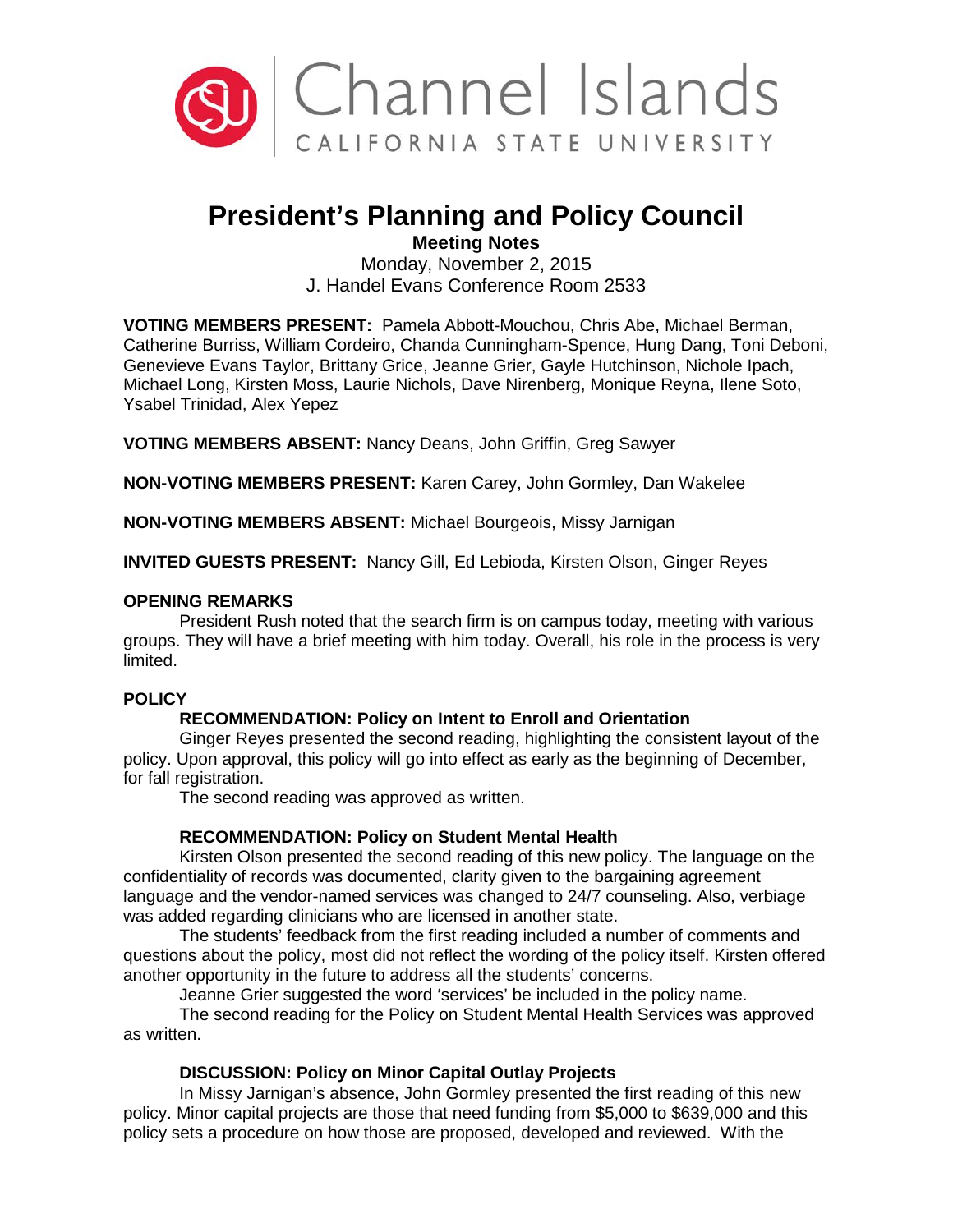# President's Planning and Policy Council

**Meeting Notes**

Monday, November 2, 2015

J. Handel Evans Conference Room 2533

**VOTING MEMBERS PRESENT:** Pamela Abbott-Mouchou, Chris Abe, Michael Berman, Catherine Burriss, William Cordeiro, Chanda Cunningham-Spence, Hung Dang, Toni Deboni, Genevieve Evans Taylor, Brittany Grice, Jeanne Grier, Gayle Hutchinson, Nichole Ipach, Michael Long, Kirsten Moss, Laurie Nichols, Dave Nirenberg, Monique Reyna, Ilene Soto, Ysabel Trinidad, Alex Yepez

**VOTING MEMBERS ABSENT:** Nancy Deans, John Griffin, Greg Sawyer

**NON-VOTING MEMBERS PRESENT:** Karen Carey, John Gormley, Dan Wakelee

**NON-VOTING MEMBERS ABSENT:** Michael Bourgeois, Missy Jarnigan

**INVITED GUESTS PRESENT:** Nancy Gill, Ed Lebioda, Kirsten Olson, Ginger Reyes

## OPENING REMARKS

President Rush noted that the search firm is on campus today, meeting with various groups. They will have a brief meeting with him today. Overall, his role in the process is very limited.

## POLICY

### RECOMMENDATION: Policy on Intent to Enroll and Orientation

Ginger Reyes presented the second reading, highlighting the consistent layout of the policy. Upon approval, this policy will go into effect as early as the beginning of December, for fall registration.

The second reading was approved as written.

### RECOMMENDATION: Policy on Student Mental Health

Kirsten Olson presented the second reading of this new policy. The language on the confidentiality of records was documented, clarity given to the bargaining agreement language and the vendor-named services was changed to 24/7 counseling. Also, verbiage was added regarding clinicians who are licensed in another state.

The students' feedback from the first reading included a number of comments and questions about the policy, most did not reflect the wording of the policy itself. Kirsten offered another opportunity in the future to address all the students' concerns.

Jeanne Grier suggested the word 'services' be included in the policy name.

The second reading for the Policy on Student Mental Health Services was approved as written.

### DISCUSSION: Policy on Minor Capital Outlay Projects

In Missy Jarnigan's absence, John Gormley presented the first reading of this new policy. Minor capital projects are those that need funding from $5,000 to $639,000 and this policy sets a procedure on how those are proposed, developed and reviewed. With the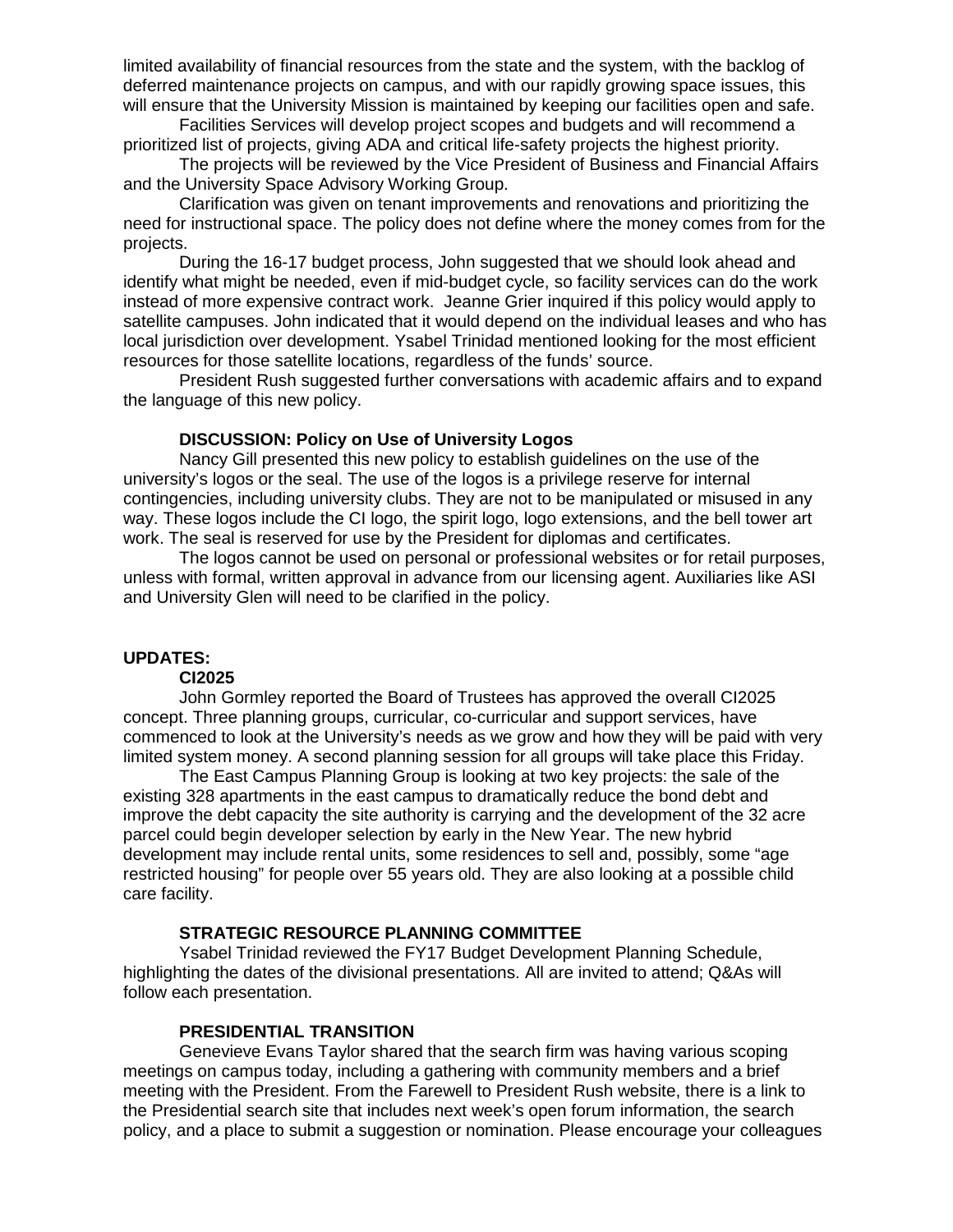limited availability of financial resources from the state and the system, with the backlog of deferred maintenance projects on campus, and with our rapidly growing space issues, this will ensure that the University Mission is maintained by keeping our facilities open and safe.

Facilities Services will develop project scopes and budgets and will recommend a prioritized list of projects, giving ADA and critical life-safety projects the highest priority.

The projects will be reviewed by the Vice President of Business and Financial Affairs and the University Space Advisory Working Group.

Clarification was given on tenant improvements and renovations and prioritizing the need for instructional space. The policy does not define where the money comes from for the projects.

During the 16-17 budget process, John suggested that we should look ahead and identify what might be needed, even if mid-budget cycle, so facility services can do the work instead of more expensive contract work. Jeanne Grier inquired if this policy would apply to satellite campuses. John indicated that it would depend on the individual leases and who has local jurisdiction over development. Ysabel Trinidad mentioned looking for the most efficient resources for those satellite locations, regardless of the funds' source.

President Rush suggested further conversations with academic affairs and to expand the language of this new policy.

**DISCUSSION: Policy on Use of University Logos**

Nancy Gill presented this new policy to establish guidelines on the use of the university's logos or the seal. The use of the logos is a privilege reserve for internal contingencies, including university clubs. They are not to be manipulated or misused in any way. These logos include the CI logo, the spirit logo, logo extensions, and the bell tower art work. The seal is reserved for use by the President for diplomas and certificates.

The logos cannot be used on personal or professional websites or for retail purposes, unless with formal, written approval in advance from our licensing agent. Auxiliaries like ASI and University Glen will need to be clarified in the policy.

**UPDATES:**

**CI2025**

John Gormley reported the Board of Trustees has approved the overall CI2025 concept. Three planning groups, curricular, co-curricular and support services, have commenced to look at the University's needs as we grow and how they will be paid with very limited system money. A second planning session for all groups will take place this Friday.

The East Campus Planning Group is looking at two key projects: the sale of the existing 328 apartments in the east campus to dramatically reduce the bond debt and improve the debt capacity the site authority is carrying and the development of the 32 acre parcel could begin developer selection by early in the New Year. The new hybrid development may include rental units, some residences to sell and, possibly, some "age restricted housing" for people over 55 years old. They are also looking at a possible child care facility.

**STRATEGIC RESOURCE PLANNING COMMITTEE**

Ysabel Trinidad reviewed the FY17 Budget Development Planning Schedule, highlighting the dates of the divisional presentations. All are invited to attend; Q&As will follow each presentation.

**PRESIDENTIAL TRANSITION**

Genevieve Evans Taylor shared that the search firm was having various scoping meetings on campus today, including a gathering with community members and a brief meeting with the President. From the Farewell to President Rush website, there is a link to the Presidential search site that includes next week's open forum information, the search policy, and a place to submit a suggestion or nomination. Please encourage your colleagues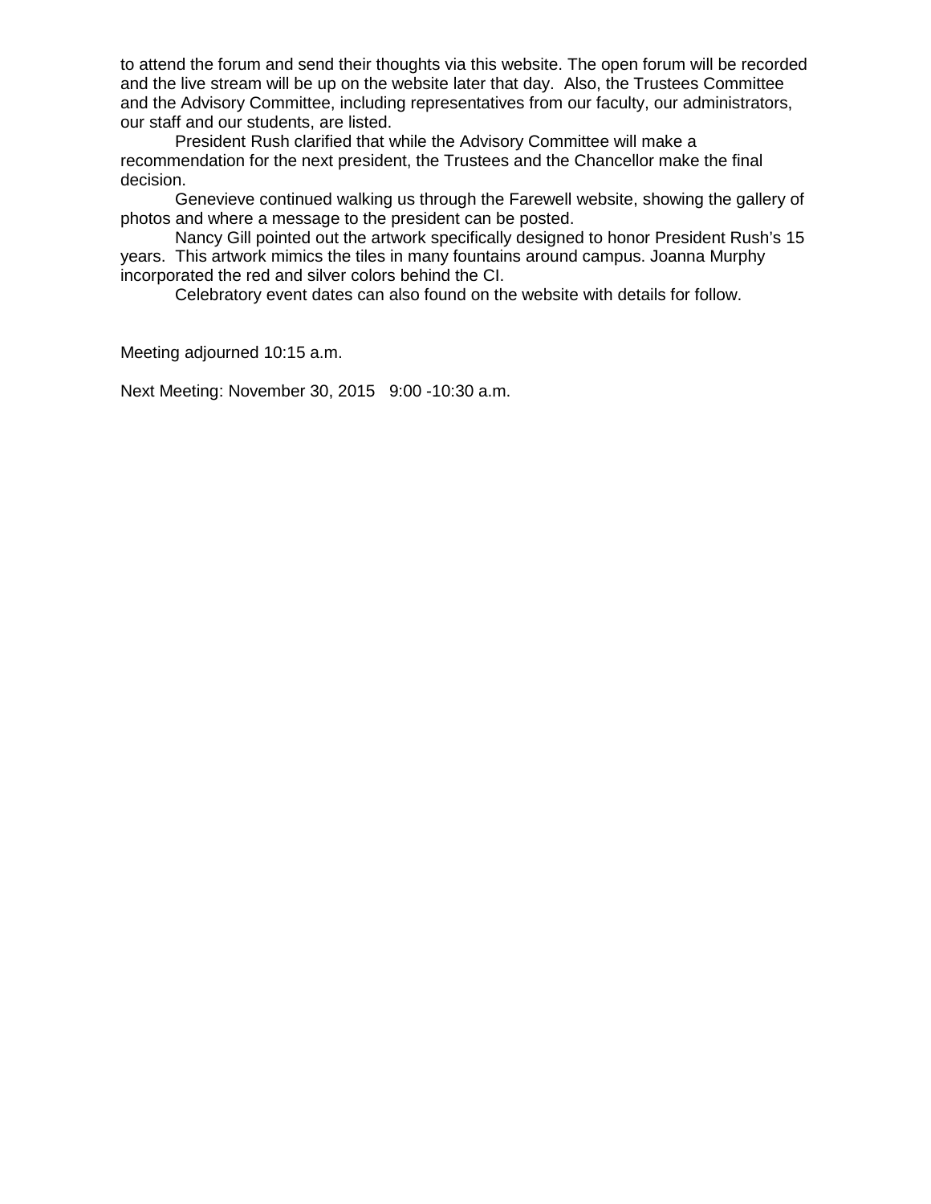to attend the forum and send their thoughts via this website. The open forum will be recorded and the live stream will be up on the website later that day. Also, the Trustees Committee and the Advisory Committee, including representatives from our faculty, our administrators, our staff and our students, are listed.

President Rush clarified that while the Advisory Committee will make a recommendation for the next president, the Trustees and the Chancellor make the final decision.

Genevieve continued walking us through the Farewell website, showing the gallery of photos and where a message to the president can be posted.

Nancy Gill pointed out the artwork specifically designed to honor President Rush's 15 years. This artwork mimics the tiles in many fountains around campus. Joanna Murphy incorporated the red and silver colors behind the CI.

Celebratory event dates can also found on the website with details for follow.

Meeting adjourned 10:15 a.m.

Next Meeting: November 30, 2015 9:00 -10:30 a.m.